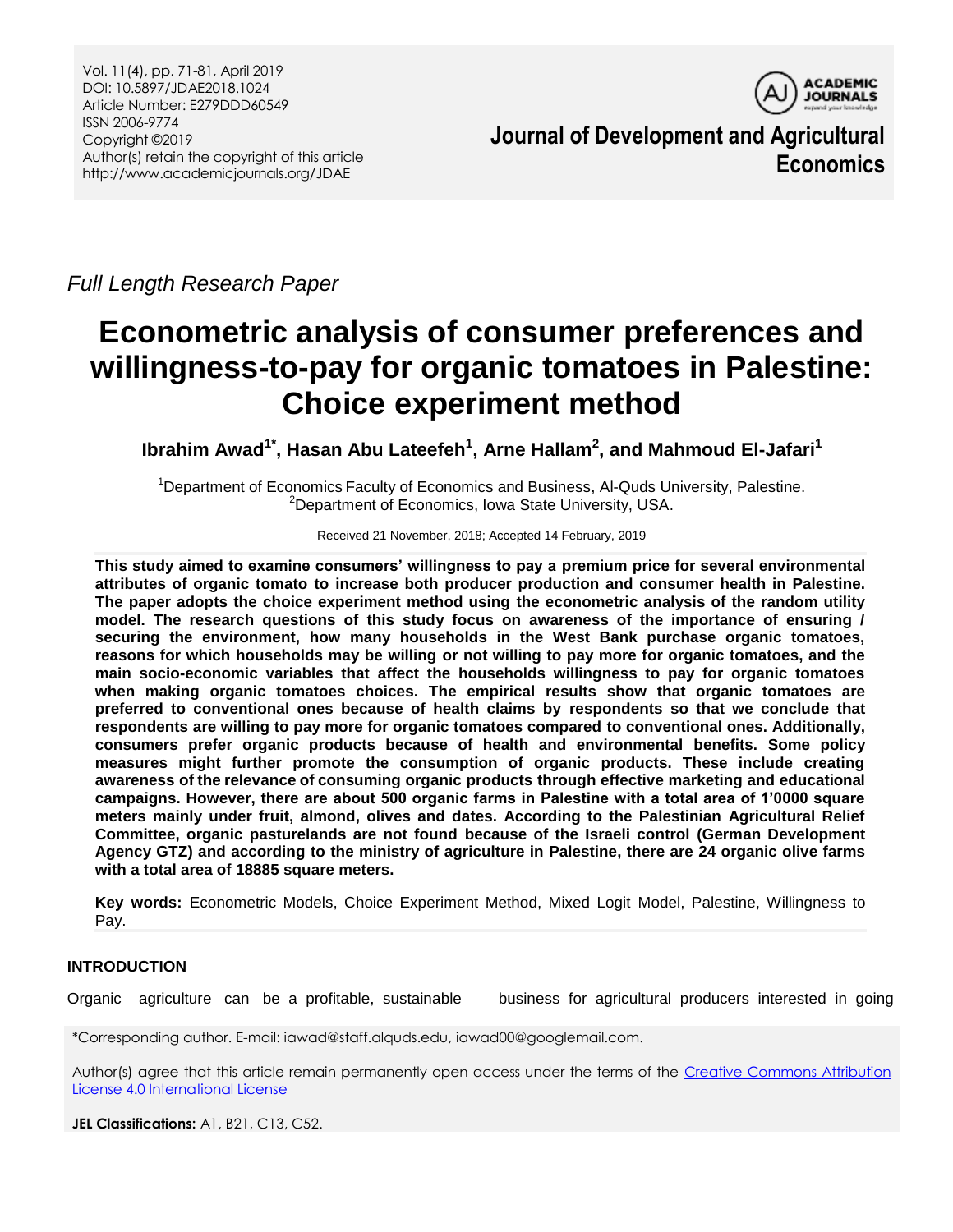*Full Length Research Paper*

# Econometric analysis of consumer preferences and willingness-to-pay for organic tomatoes in Palestine: Choice experiment method

**Ibrahim Awad[1*], Hasan Abu Lateefeh[1], Arne Hallam[2], and Mahmoud El-Jafari[1]**

[1]Department of Economics Faculty of Economics and Business, Al-Quds University, Palestine.
[2]Department of Economics, Iowa State University, USA.

Received 21 November, 2018; Accepted 14 February, 2019

**This study aimed to examine consumers' willingness to pay a premium price for several environmental attributes of organic tomato to increase both producer production and consumer health in Palestine. The paper adopts the choice experiment method using the econometric analysis of the random utility model. The research questions of this study focus on awareness of the importance of ensuring / securing the environment, how many households in the West Bank purchase organic tomatoes, reasons for which households may be willing or not willing to pay more for organic tomatoes, and the main socio-economic variables that affect the households willingness to pay for organic tomatoes when making organic tomatoes choices. The empirical results show that organic tomatoes are preferred to conventional ones because of health claims by respondents so that we conclude that respondents are willing to pay more for organic tomatoes compared to conventional ones. Additionally, consumers prefer organic products because of health and environmental benefits. Some policy measures might further promote the consumption of organic products. These include creating awareness of the relevance of consuming organic products through effective marketing and educational campaigns. However, there are about 500 organic farms in Palestine with a total area of 1'0000 square meters mainly under fruit, almond, olives and dates. According to the Palestinian Agricultural Relief Committee, organic pasturelands are not found because of the Israeli control (German Development Agency GTZ) and according to the ministry of agriculture in Palestine, there are 24 organic olive farms with a total area of 18885 square meters.**

**Key words:** Econometric Models, Choice Experiment Method, Mixed Logit Model, Palestine, Willingness to Pay.

## INTRODUCTION

Organic agriculture can be a profitable, sustainable business for agricultural producers interested in going

*Corresponding author. E-mail: iawad@staff.alquds.edu, iawad00@googlemail.com.

Author(s) agree that this article remain permanently open access under the terms of the Creative Commons Attribution License 4.0 International License

**JEL Classifications:** A1, B21, C13, C52.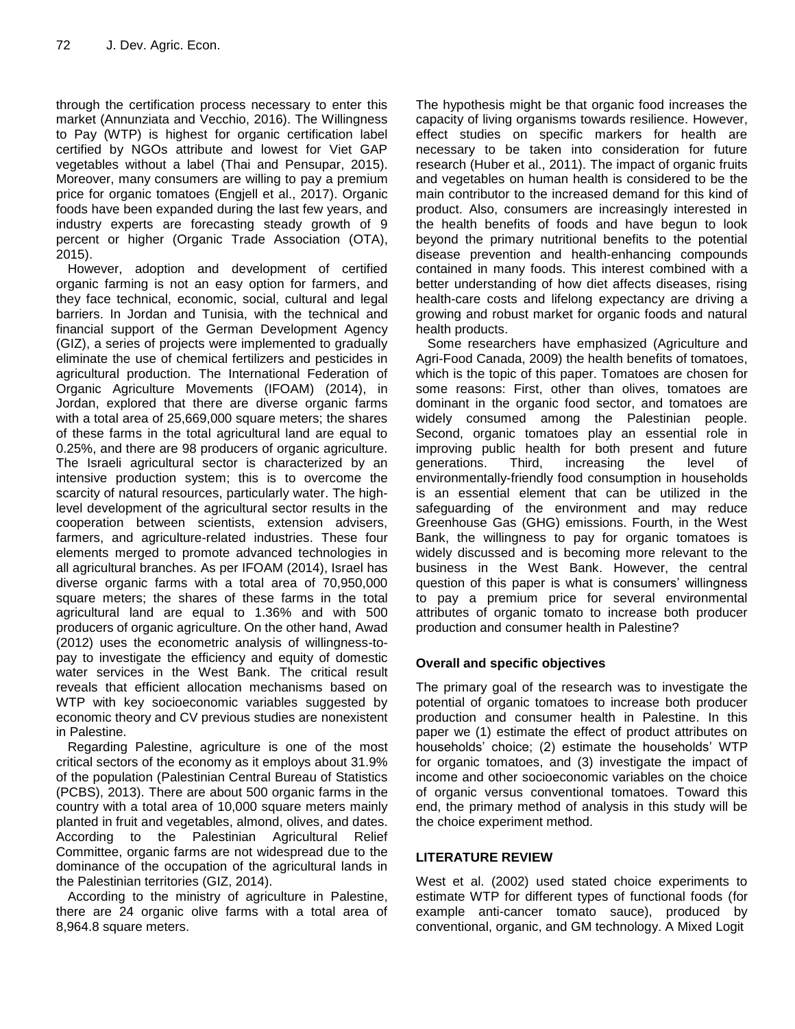through the certification process necessary to enter this market (Annunziata and Vecchio, 2016). The Willingness to Pay (WTP) is highest for organic certification label certified by NGOs attribute and lowest for Viet GAP vegetables without a label (Thai and Pensupar, 2015). Moreover, many consumers are willing to pay a premium price for organic tomatoes (Engjell et al., 2017). Organic foods have been expanded during the last few years, and industry experts are forecasting steady growth of 9 percent or higher (Organic Trade Association (OTA), 2015).

However, adoption and development of certified organic farming is not an easy option for farmers, and they face technical, economic, social, cultural and legal barriers. In Jordan and Tunisia, with the technical and financial support of the German Development Agency (GIZ), a series of projects were implemented to gradually eliminate the use of chemical fertilizers and pesticides in agricultural production. The International Federation of Organic Agriculture Movements (IFOAM) (2014), in Jordan, explored that there are diverse organic farms with a total area of 25,669,000 square meters; the shares of these farms in the total agricultural land are equal to 0.25%, and there are 98 producers of organic agriculture. The Israeli agricultural sector is characterized by an intensive production system; this is to overcome the scarcity of natural resources, particularly water. The high-level development of the agricultural sector results in the cooperation between scientists, extension advisers, farmers, and agriculture-related industries. These four elements merged to promote advanced technologies in all agricultural branches. As per IFOAM (2014), Israel has diverse organic farms with a total area of 70,950,000 square meters; the shares of these farms in the total agricultural land are equal to 1.36% and with 500 producers of organic agriculture. On the other hand, Awad (2012) uses the econometric analysis of willingness-to-pay to investigate the efficiency and equity of domestic water services in the West Bank. The critical result reveals that efficient allocation mechanisms based on WTP with key socioeconomic variables suggested by economic theory and CV previous studies are nonexistent in Palestine.

Regarding Palestine, agriculture is one of the most critical sectors of the economy as it employs about 31.9% of the population (Palestinian Central Bureau of Statistics (PCBS), 2013). There are about 500 organic farms in the country with a total area of 10,000 square meters mainly planted in fruit and vegetables, almond, olives, and dates. According to the Palestinian Agricultural Relief Committee, organic farms are not widespread due to the dominance of the occupation of the agricultural lands in the Palestinian territories (GIZ, 2014).

According to the ministry of agriculture in Palestine, there are 24 organic olive farms with a total area of 8,964.8 square meters.

The hypothesis might be that organic food increases the capacity of living organisms towards resilience. However, effect studies on specific markers for health are necessary to be taken into consideration for future research (Huber et al., 2011). The impact of organic fruits and vegetables on human health is considered to be the main contributor to the increased demand for this kind of product. Also, consumers are increasingly interested in the health benefits of foods and have begun to look beyond the primary nutritional benefits to the potential disease prevention and health-enhancing compounds contained in many foods. This interest combined with a better understanding of how diet affects diseases, rising health-care costs and lifelong expectancy are driving a growing and robust market for organic foods and natural health products.

Some researchers have emphasized (Agriculture and Agri-Food Canada, 2009) the health benefits of tomatoes, which is the topic of this paper. Tomatoes are chosen for some reasons: First, other than olives, tomatoes are dominant in the organic food sector, and tomatoes are widely consumed among the Palestinian people. Second, organic tomatoes play an essential role in improving public health for both present and future generations. Third, increasing the level of environmentally-friendly food consumption in households is an essential element that can be utilized in the safeguarding of the environment and may reduce Greenhouse Gas (GHG) emissions. Fourth, in the West Bank, the willingness to pay for organic tomatoes is widely discussed and is becoming more relevant to the business in the West Bank. However, the central question of this paper is what is consumers' willingness to pay a premium price for several environmental attributes of organic tomato to increase both producer production and consumer health in Palestine?

## Overall and specific objectives

The primary goal of the research was to investigate the potential of organic tomatoes to increase both producer production and consumer health in Palestine. In this paper we (1) estimate the effect of product attributes on households' choice; (2) estimate the households' WTP for organic tomatoes, and (3) investigate the impact of income and other socioeconomic variables on the choice of organic versus conventional tomatoes. Toward this end, the primary method of analysis in this study will be the choice experiment method.

## LITERATURE REVIEW

West et al. (2002) used stated choice experiments to estimate WTP for different types of functional foods (for example anti-cancer tomato sauce), produced by conventional, organic, and GM technology. A Mixed Logit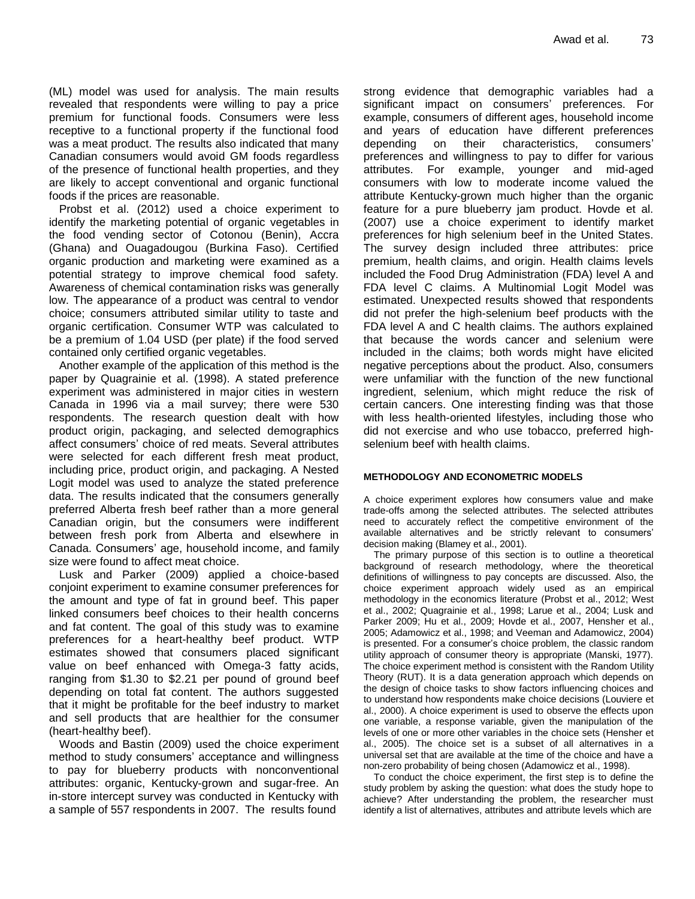(ML) model was used for analysis. The main results revealed that respondents were willing to pay a price premium for functional foods. Consumers were less receptive to a functional property if the functional food was a meat product. The results also indicated that many Canadian consumers would avoid GM foods regardless of the presence of functional health properties, and they are likely to accept conventional and organic functional foods if the prices are reasonable.

Probst et al. (2012) used a choice experiment to identify the marketing potential of organic vegetables in the food vending sector of Cotonou (Benin), Accra (Ghana) and Ouagadougou (Burkina Faso). Certified organic production and marketing were examined as a potential strategy to improve chemical food safety. Awareness of chemical contamination risks was generally low. The appearance of a product was central to vendor choice; consumers attributed similar utility to taste and organic certification. Consumer WTP was calculated to be a premium of 1.04 USD (per plate) if the food served contained only certified organic vegetables.

Another example of the application of this method is the paper by Quagrainie et al. (1998). A stated preference experiment was administered in major cities in western Canada in 1996 via a mail survey; there were 530 respondents. The research question dealt with how product origin, packaging, and selected demographics affect consumers' choice of red meats. Several attributes were selected for each different fresh meat product, including price, product origin, and packaging. A Nested Logit model was used to analyze the stated preference data. The results indicated that the consumers generally preferred Alberta fresh beef rather than a more general Canadian origin, but the consumers were indifferent between fresh pork from Alberta and elsewhere in Canada. Consumers' age, household income, and family size were found to affect meat choice.

Lusk and Parker (2009) applied a choice-based conjoint experiment to examine consumer preferences for the amount and type of fat in ground beef. This paper linked consumers beef choices to their health concerns and fat content. The goal of this study was to examine preferences for a heart-healthy beef product. WTP estimates showed that consumers placed significant value on beef enhanced with Omega-3 fatty acids, ranging from $1.30 to $2.21 per pound of ground beef depending on total fat content. The authors suggested that it might be profitable for the beef industry to market and sell products that are healthier for the consumer (heart-healthy beef).

Woods and Bastin (2009) used the choice experiment method to study consumers' acceptance and willingness to pay for blueberry products with nonconventional attributes: organic, Kentucky-grown and sugar-free. An in-store intercept survey was conducted in Kentucky with a sample of 557 respondents in 2007. The results found strong evidence that demographic variables had a significant impact on consumers' preferences. For example, consumers of different ages, household income and years of education have different preferences depending on their characteristics, consumers' preferences and willingness to pay to differ for various attributes. For example, younger and mid-aged consumers with low to moderate income valued the attribute Kentucky-grown much higher than the organic feature for a pure blueberry jam product. Hovde et al. (2007) use a choice experiment to identify market preferences for high selenium beef in the United States. The survey design included three attributes: price premium, health claims, and origin. Health claims levels included the Food Drug Administration (FDA) level A and FDA level C claims. A Multinomial Logit Model was estimated. Unexpected results showed that respondents did not prefer the high-selenium beef products with the FDA level A and C health claims. The authors explained that because the words cancer and selenium were included in the claims; both words might have elicited negative perceptions about the product. Also, consumers were unfamiliar with the function of the new functional ingredient, selenium, which might reduce the risk of certain cancers. One interesting finding was that those with less health-oriented lifestyles, including those who did not exercise and who use tobacco, preferred high-selenium beef with health claims.

## METHODOLOGY AND ECONOMETRIC MODELS

A choice experiment explores how consumers value and make trade-offs among the selected attributes. The selected attributes need to accurately reflect the competitive environment of the available alternatives and be strictly relevant to consumers' decision making (Blamey et al., 2001).

The primary purpose of this section is to outline a theoretical background of research methodology, where the theoretical definitions of willingness to pay concepts are discussed. Also, the choice experiment approach widely used as an empirical methodology in the economics literature (Probst et al., 2012; West et al., 2002; Quagrainie et al., 1998; Larue et al., 2004; Lusk and Parker 2009; Hu et al., 2009; Hovde et al., 2007, Hensher et al., 2005; Adamowicz et al., 1998; and Veeman and Adamowicz, 2004) is presented. For a consumer's choice problem, the classic random utility approach of consumer theory is appropriate (Manski, 1977). The choice experiment method is consistent with the Random Utility Theory (RUT). It is a data generation approach which depends on the design of choice tasks to show factors influencing choices and to understand how respondents make choice decisions (Louviere et al., 2000). A choice experiment is used to observe the effects upon one variable, a response variable, given the manipulation of the levels of one or more other variables in the choice sets (Hensher et al., 2005). The choice set is a subset of all alternatives in a universal set that are available at the time of the choice and have a non-zero probability of being chosen (Adamowicz et al., 1998).

To conduct the choice experiment, the first step is to define the study problem by asking the question: what does the study hope to achieve? After understanding the problem, the researcher must identify a list of alternatives, attributes and attribute levels which are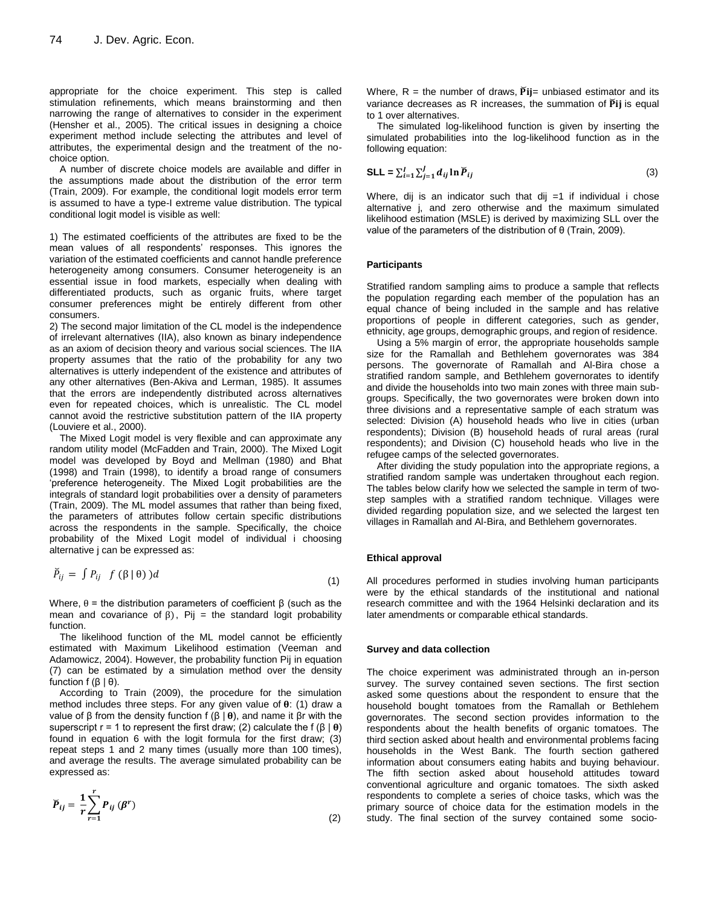appropriate for the choice experiment. This step is called stimulation refinements, which means brainstorming and then narrowing the range of alternatives to consider in the experiment (Hensher et al., 2005). The critical issues in designing a choice experiment method include selecting the attributes and level of attributes, the experimental design and the treatment of the no-choice option.

A number of discrete choice models are available and differ in the assumptions made about the distribution of the error term (Train, 2009). For example, the conditional logit models error term is assumed to have a type-I extreme value distribution. The typical conditional logit model is visible as well:

1) The estimated coefficients of the attributes are fixed to be the mean values of all respondents' responses. This ignores the variation of the estimated coefficients and cannot handle preference heterogeneity among consumers. Consumer heterogeneity is an essential issue in food markets, especially when dealing with differentiated products, such as organic fruits, where target consumer preferences might be entirely different from other consumers.

2) The second major limitation of the CL model is the independence of irrelevant alternatives (IIA), also known as binary independence as an axiom of decision theory and various social sciences. The IIA property assumes that the ratio of the probability for any two alternatives is utterly independent of the existence and attributes of any other alternatives (Ben-Akiva and Lerman, 1985). It assumes that the errors are independently distributed across alternatives even for repeated choices, which is unrealistic. The CL model cannot avoid the restrictive substitution pattern of the IIA property (Louviere et al., 2000).

The Mixed Logit model is very flexible and can approximate any random utility model (McFadden and Train, 2000). The Mixed Logit model was developed by Boyd and Mellman (1980) and Bhat (1998) and Train (1998), to identify a broad range of consumers 'preference heterogeneity. The Mixed Logit probabilities are the integrals of standard logit probabilities over a density of parameters (Train, 2009). The ML model assumes that rather than being fixed, the parameters of attributes follow certain specific distributions across the respondents in the sample. Specifically, the choice probability of the Mixed Logit model of individual i choosing alternative j can be expressed as:

$$\breve{P}_{ij} = \int P_{ij} \quad f\,(\beta \mid \theta)\,)d \tag{1}$$

Where, θ = the distribution parameters of coefficient β (such as the mean and covariance of β), Pij = the standard logit probability function.

The likelihood function of the ML model cannot be efficiently estimated with Maximum Likelihood estimation (Veeman and Adamowicz, 2004). However, the probability function Pij in equation (7) can be estimated by a simulation method over the density function f (β | θ).

According to Train (2009), the procedure for the simulation method includes three steps. For any given value of **θ**: (1) draw a value of β from the density function f (β | **θ**), and name it βr with the superscript r = 1 to represent the first draw; (2) calculate the f (β | **θ**) found in equation 6 with the logit formula for the first draw; (3) repeat steps 1 and 2 many times (usually more than 100 times), and average the results. The average simulated probability can be expressed as:

$$\breve{\boldsymbol{P}}_{ij} = \frac{\mathbf{1}}{\boldsymbol{r}}\sum_{r=1}^{r} \boldsymbol{P}_{ij}\,(\boldsymbol{\beta}^{r}) \tag{2}$$

Where, R = the number of draws, $\breve{\mathbf{P}}\mathbf{ij}$= unbiased estimator and its variance decreases as R increases, the summation of $\breve{\mathbf{P}}\mathbf{ij}$ is equal to 1 over alternatives.

The simulated log-likelihood function is given by inserting the simulated probabilities into the log-likelihood function as in the following equation:

$$\textbf{SLL} = \sum_{i=1}^{I}\sum_{j=1}^{J} \boldsymbol{d}_{ij} \ln \breve{\boldsymbol{P}}_{ij} \tag{3}$$

Where, dij is an indicator such that dij =1 if individual i chose alternative j, and zero otherwise and the maximum simulated likelihood estimation (MSLE) is derived by maximizing SLL over the value of the parameters of the distribution of θ (Train, 2009).

#### Participants

Stratified random sampling aims to produce a sample that reflects the population regarding each member of the population has an equal chance of being included in the sample and has relative proportions of people in different categories, such as gender, ethnicity, age groups, demographic groups, and region of residence.

Using a 5% margin of error, the appropriate households sample size for the Ramallah and Bethlehem governorates was 384 persons. The governorate of Ramallah and Al-Bira chose a stratified random sample, and Bethlehem governorates to identify and divide the households into two main zones with three main sub-groups. Specifically, the two governorates were broken down into three divisions and a representative sample of each stratum was selected: Division (A) household heads who live in cities (urban respondents); Division (B) household heads of rural areas (rural respondents); and Division (C) household heads who live in the refugee camps of the selected governorates.

After dividing the study population into the appropriate regions, a stratified random sample was undertaken throughout each region. The tables below clarify how we selected the sample in term of two-step samples with a stratified random technique. Villages were divided regarding population size, and we selected the largest ten villages in Ramallah and Al-Bira, and Bethlehem governorates.

#### Ethical approval

All procedures performed in studies involving human participants were by the ethical standards of the institutional and national research committee and with the 1964 Helsinki declaration and its later amendments or comparable ethical standards.

#### Survey and data collection

The choice experiment was administrated through an in-person survey. The survey contained seven sections. The first section asked some questions about the respondent to ensure that the household bought tomatoes from the Ramallah or Bethlehem governorates. The second section provides information to the respondents about the health benefits of organic tomatoes. The third section asked about health and environmental problems facing households in the West Bank. The fourth section gathered information about consumers eating habits and buying behaviour. The fifth section asked about household attitudes toward conventional agriculture and organic tomatoes. The sixth asked respondents to complete a series of choice tasks, which was the primary source of choice data for the estimation models in the study. The final section of the survey contained some socio-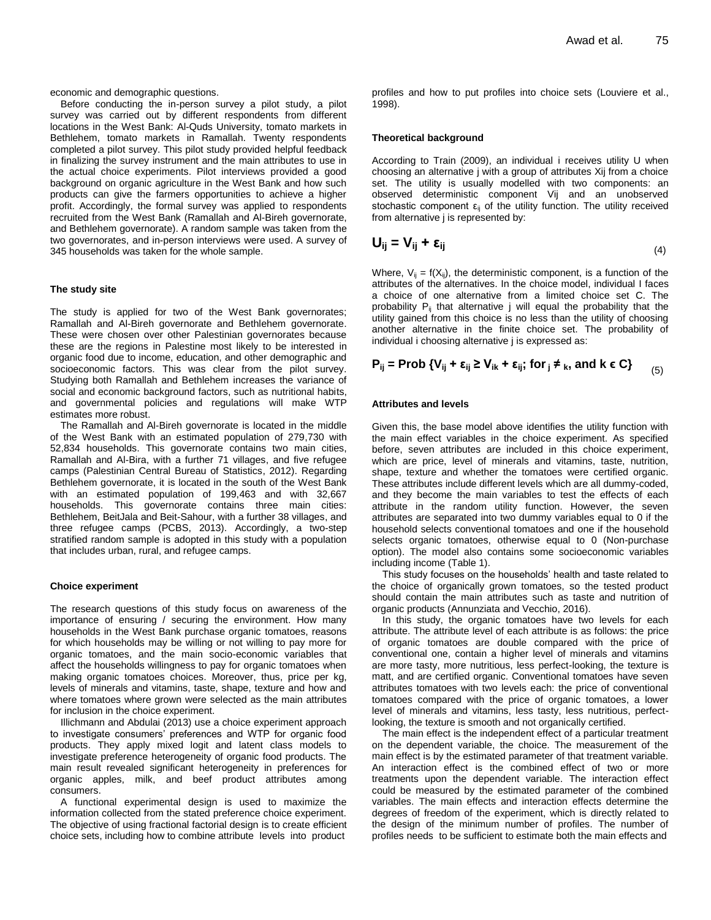economic and demographic questions.

Before conducting the in-person survey a pilot study, a pilot survey was carried out by different respondents from different locations in the West Bank: Al-Quds University, tomato markets in Bethlehem, tomato markets in Ramallah. Twenty respondents completed a pilot survey. This pilot study provided helpful feedback in finalizing the survey instrument and the main attributes to use in the actual choice experiments. Pilot interviews provided a good background on organic agriculture in the West Bank and how such products can give the farmers opportunities to achieve a higher profit. Accordingly, the formal survey was applied to respondents recruited from the West Bank (Ramallah and Al-Bireh governorate, and Bethlehem governorate). A random sample was taken from the two governorates, and in-person interviews were used. A survey of 345 households was taken for the whole sample.

#### The study site

The study is applied for two of the West Bank governorates; Ramallah and Al-Bireh governorate and Bethlehem governorate. These were chosen over other Palestinian governorates because these are the regions in Palestine most likely to be interested in organic food due to income, education, and other demographic and socioeconomic factors. This was clear from the pilot survey. Studying both Ramallah and Bethlehem increases the variance of social and economic background factors, such as nutritional habits, and governmental policies and regulations will make WTP estimates more robust.

The Ramallah and Al-Bireh governorate is located in the middle of the West Bank with an estimated population of 279,730 with 52,834 households. This governorate contains two main cities, Ramallah and Al-Bira, with a further 71 villages, and five refugee camps (Palestinian Central Bureau of Statistics, 2012). Regarding Bethlehem governorate, it is located in the south of the West Bank with an estimated population of 199,463 and with 32,667 households. This governorate contains three main cities: Bethlehem, BeitJala and Beit-Sahour, with a further 38 villages, and three refugee camps (PCBS, 2013). Accordingly, a two-step stratified random sample is adopted in this study with a population that includes urban, rural, and refugee camps.

#### Choice experiment

The research questions of this study focus on awareness of the importance of ensuring / securing the environment. How many households in the West Bank purchase organic tomatoes, reasons for which households may be willing or not willing to pay more for organic tomatoes, and the main socio-economic variables that affect the households willingness to pay for organic tomatoes when making organic tomatoes choices. Moreover, thus, price per kg, levels of minerals and vitamins, taste, shape, texture and how and where tomatoes where grown were selected as the main attributes for inclusion in the choice experiment.

Illichmann and Abdulai (2013) use a choice experiment approach to investigate consumers' preferences and WTP for organic food products. They apply mixed logit and latent class models to investigate preference heterogeneity of organic food products. The main result revealed significant heterogeneity in preferences for organic apples, milk, and beef product attributes among consumers.

A functional experimental design is used to maximize the information collected from the stated preference choice experiment. The objective of using fractional factorial design is to create efficient choice sets, including how to combine attribute levels into product profiles and how to put profiles into choice sets (Louviere et al., 1998).

#### Theoretical background

According to Train (2009), an individual i receives utility U when choosing an alternative j with a group of attributes Xij from a choice set. The utility is usually modelled with two components: an observed deterministic component Vij and an unobserved stochastic component $\varepsilon_{ij}$ of the utility function. The utility received from alternative j is represented by:

$$U_{ij} = V_{ij} + \varepsilon_{ij} \quad (4)$$

Where, $V_{ij} = f(X_{ij})$, the deterministic component, is a function of the attributes of the alternatives. In the choice model, individual I faces a choice of one alternative from a limited choice set C. The probability $P_{ij}$ that alternative j will equal the probability that the utility gained from this choice is no less than the utility of choosing another alternative in the finite choice set. The probability of individual i choosing alternative j is expressed as:

$$P_{ij} = \text{Prob}\ \{V_{ij} + \varepsilon_{ij} \geq V_{ik} + \varepsilon_{ij};\ \text{for}\ _{j} \neq\ _{k},\ \text{and}\ k \in C\} \quad (5)$$

#### Attributes and levels

Given this, the base model above identifies the utility function with the main effect variables in the choice experiment. As specified before, seven attributes are included in this choice experiment, which are price, level of minerals and vitamins, taste, nutrition, shape, texture and whether the tomatoes were certified organic. These attributes include different levels which are all dummy-coded, and they become the main variables to test the effects of each attribute in the random utility function. However, the seven attributes are separated into two dummy variables equal to 0 if the household selects conventional tomatoes and one if the household selects organic tomatoes, otherwise equal to 0 (Non-purchase option). The model also contains some socioeconomic variables including income (Table 1).

This study focuses on the households' health and taste related to the choice of organically grown tomatoes, so the tested product should contain the main attributes such as taste and nutrition of organic products (Annunziata and Vecchio, 2016).

In this study, the organic tomatoes have two levels for each attribute. The attribute level of each attribute is as follows: the price of organic tomatoes are double compared with the price of conventional one, contain a higher level of minerals and vitamins are more tasty, more nutritious, less perfect-looking, the texture is matt, and are certified organic. Conventional tomatoes have seven attributes tomatoes with two levels each: the price of conventional tomatoes compared with the price of organic tomatoes, a lower level of minerals and vitamins, less tasty, less nutritious, perfect-looking, the texture is smooth and not organically certified.

The main effect is the independent effect of a particular treatment on the dependent variable, the choice. The measurement of the main effect is by the estimated parameter of that treatment variable. An interaction effect is the combined effect of two or more treatments upon the dependent variable. The interaction effect could be measured by the estimated parameter of the combined variables. The main effects and interaction effects determine the degrees of freedom of the experiment, which is directly related to the design of the minimum number of profiles. The number of profiles needs to be sufficient to estimate both the main effects and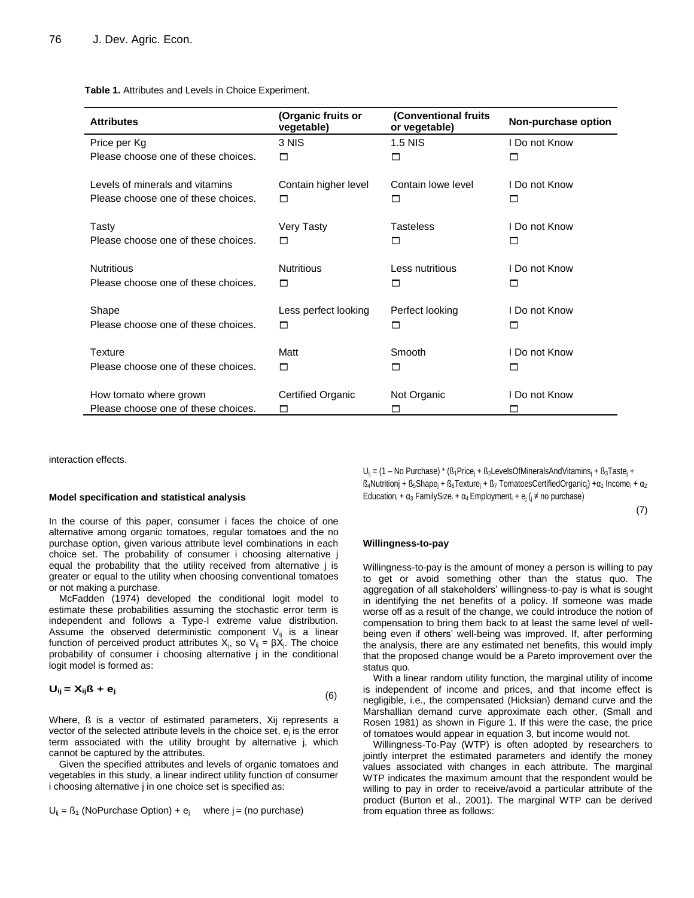**Table 1.** Attributes and Levels in Choice Experiment.

| Attributes | (Organic fruits or vegetable) | (Conventional fruits or vegetable) | Non-purchase option |
|---|---|---|---|
| Price per Kg | 3 NIS | 1.5 NIS | I Do not Know |
| Please choose one of these choices. | ☐ | ☐ | ☐ |
| Levels of minerals and vitamins | Contain higher level | Contain lowe level | I Do not Know |
| Please choose one of these choices. | ☐ | ☐ | ☐ |
| Tasty | Very Tasty | Tasteless | I Do not Know |
| Please choose one of these choices. | ☐ | ☐ | ☐ |
| Nutritious | Nutritious | Less nutritious | I Do not Know |
| Please choose one of these choices. | ☐ | ☐ | ☐ |
| Shape | Less perfect looking | Perfect looking | I Do not Know |
| Please choose one of these choices. | ☐ | ☐ | ☐ |
| Texture | Matt | Smooth | I Do not Know |
| Please choose one of these choices. | ☐ | ☐ | ☐ |
| How tomato where grown | Certified Organic | Not Organic | I Do not Know |
| Please choose one of these choices. | ☐ | ☐ | ☐ |

interaction effects.

### Model specification and statistical analysis

In the course of this paper, consumer i faces the choice of one alternative among organic tomatoes, regular tomatoes and the no purchase option, given various attribute level combinations in each choice set. The probability of consumer i choosing alternative j equal the probability that the utility received from alternative j is greater or equal to the utility when choosing conventional tomatoes or not making a purchase.

McFadden (1974) developed the conditional logit model to estimate these probabilities assuming the stochastic error term is independent and follows a Type-I extreme value distribution. Assume the observed deterministic component $V_{ij}$ is a linear function of perceived product attributes $X_j$, so $V_{ij} = \beta X_j$. The choice probability of consumer i choosing alternative j in the conditional logit model is formed as:

$$\mathbf{U_{ij} = X_{ij}ß + e_j} \tag{6}$$

Where, ß is a vector of estimated parameters, Xij represents a vector of the selected attribute levels in the choice set, $e_j$ is the error term associated with the utility brought by alternative j, which cannot be captured by the attributes.

Given the specified attributes and levels of organic tomatoes and vegetables in this study, a linear indirect utility function of consumer i choosing alternative j in one choice set is specified as:

$U_{ij} = ß_1$ (NoPurchase Option) + $e_j$ where j = (no purchase)

$$U_{ij} = (1 - \text{No Purchase}) * (ß_1\text{Price}_j + ß_2\text{LevelsOfMineralsAndVitamins}_j + ß_3\text{Taste}_j + ß_4\text{Nutrition}j + ß_5\text{Shape}_j + ß_6\text{Texture}_j + ß_7\text{ TomatoesCertifiedOrganic}_j) + \alpha_1\text{ Income}_i + \alpha_2\text{ Education}_i + \alpha_3\text{ FamilySize}_i + \alpha_4\text{ Employment}_i + e_j\ (_j \neq \text{no purchase}) \tag{7}$$

### Willingness-to-pay

Willingness-to-pay is the amount of money a person is willing to pay to get or avoid something other than the status quo. The aggregation of all stakeholders' willingness-to-pay is what is sought in identifying the net benefits of a policy. If someone was made worse off as a result of the change, we could introduce the notion of compensation to bring them back to at least the same level of well-being even if others' well-being was improved. If, after performing the analysis, there are any estimated net benefits, this would imply that the proposed change would be a Pareto improvement over the status quo.

With a linear random utility function, the marginal utility of income is independent of income and prices, and that income effect is negligible, i.e., the compensated (Hicksian) demand curve and the Marshallian demand curve approximate each other, (Small and Rosen 1981) as shown in Figure 1. If this were the case, the price of tomatoes would appear in equation 3, but income would not.

Willingness-To-Pay (WTP) is often adopted by researchers to jointly interpret the estimated parameters and identify the money values associated with changes in each attribute. The marginal WTP indicates the maximum amount that the respondent would be willing to pay in order to receive/avoid a particular attribute of the product (Burton et al., 2001). The marginal WTP can be derived from equation three as follows: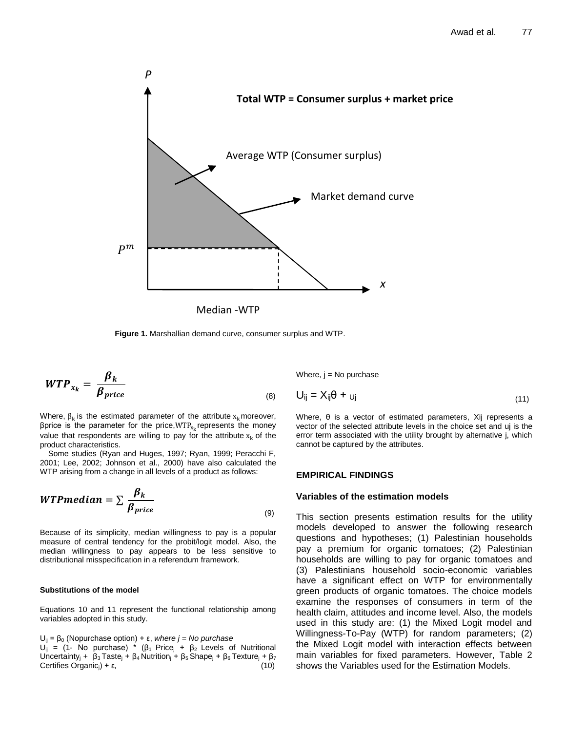**Figure 1.** Marshallian demand curve, consumer surplus and WTP.

$$WTP_{x_k} = \frac{\beta_k}{\beta_{price}} \quad (8)$$

Where, $\beta_k$ is the estimated parameter of the attribute $x_k$ moreover, βprice is the parameter for the price, $WTP_{x_k}$ represents the money value that respondents are willing to pay for the attribute $x_k$ of the product characteristics.

Some studies (Ryan and Huges, 1997; Ryan, 1999; Peracchi F, 2001; Lee, 2002; Johnson et al., 2000) have also calculated the WTP arising from a change in all levels of a product as follows:

$$WTPmedian = \sum \frac{\beta_k}{\beta_{price}} \quad (9)$$

Because of its simplicity, median willingness to pay is a popular measure of central tendency for the probit/logit model. Also, the median willingness to pay appears to be less sensitive to distributional misspecification in a referendum framework.

#### Substitutions of the model

Equations 10 and 11 represent the functional relationship among variables adopted in this study.

$U_{ij} = \beta_0$ (Nopurchase option) + ε, *where j = No purchase*
$U_{ij}$ = (1- No purchase) * ($\beta_1$ $Price_j$ + $\beta_2$ Levels of Nutritional $Uncertainty_j$ + $\beta_3$ $Taste_j$ + $\beta_4$ $Nutrition_j$ + $\beta_5$ $Shape_j$ + $\beta_6$ $Texture_j$ + $\beta_7$ Certifies $Organic_j$) + ε, (10)

Where, j = No purchase

$$U_{ij} = X_{ij}\theta + u_j \quad (11)$$

Where, θ is a vector of estimated parameters, Xij represents a vector of the selected attribute levels in the choice set and uj is the error term associated with the utility brought by alternative j, which cannot be captured by the attributes.

## EMPIRICAL FINDINGS

### Variables of the estimation models

This section presents estimation results for the utility models developed to answer the following research questions and hypotheses; (1) Palestinian households pay a premium for organic tomatoes; (2) Palestinian households are willing to pay for organic tomatoes and (3) Palestinians household socio-economic variables have a significant effect on WTP for environmentally green products of organic tomatoes. The choice models examine the responses of consumers in term of the health claim, attitudes and income level. Also, the models used in this study are: (1) the Mixed Logit model and Willingness-To-Pay (WTP) for random parameters; (2) the Mixed Logit model with interaction effects between main variables for fixed parameters. However, Table 2 shows the Variables used for the Estimation Models.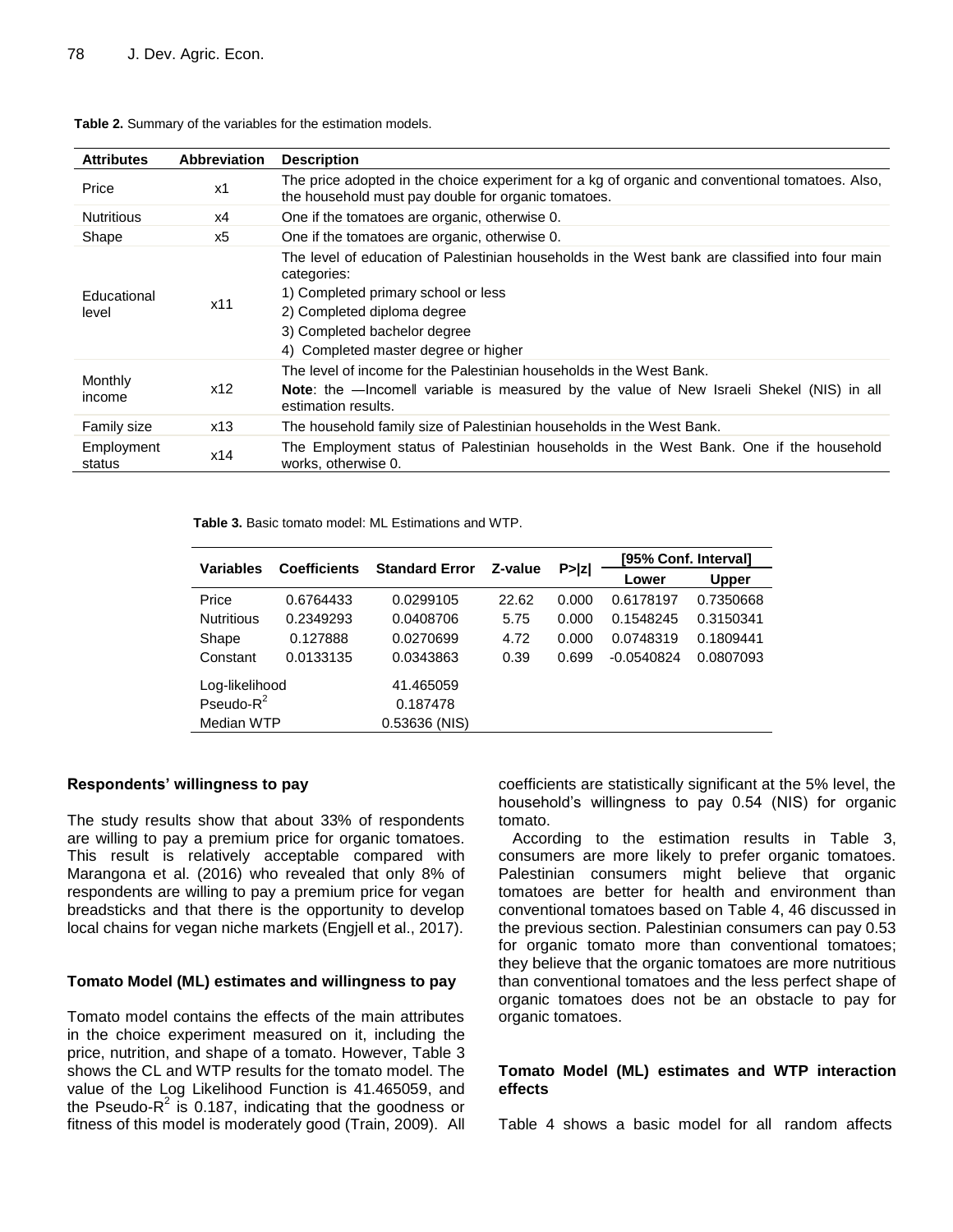**Table 2.** Summary of the variables for the estimation models.

| Attributes | Abbreviation | Description |
|---|---|---|
| Price | x1 | The price adopted in the choice experiment for a kg of organic and conventional tomatoes. Also, the household must pay double for organic tomatoes. |
| Nutritious | x4 | One if the tomatoes are organic, otherwise 0. |
| Shape | x5 | One if the tomatoes are organic, otherwise 0. |
| Educational level | x11 | The level of education of Palestinian households in the West bank are classified into four main categories:<br>1) Completed primary school or less<br>2) Completed diploma degree<br>3) Completed bachelor degree<br>4) Completed master degree or higher |
| Monthly income | x12 | The level of income for the Palestinian households in the West Bank.<br>**Note**: the ―Income‖ variable is measured by the value of New Israeli Shekel (NIS) in all estimation results. |
| Family size | x13 | The household family size of Palestinian households in the West Bank. |
| Employment status | x14 | The Employment status of Palestinian households in the West Bank. One if the household works, otherwise 0. |

**Table 3.** Basic tomato model: ML Estimations and WTP.

| Variables | Coefficients | Standard Error | Z-value | P>\|z\| | [95% Conf. Interval] | |
|---|---|---|---|---|---|---|
| | | | | | Lower | Upper |
| Price | 0.6764433 | 0.0299105 | 22.62 | 0.000 | 0.6178197 | 0.7350668 |
| Nutritious | 0.2349293 | 0.0408706 | 5.75 | 0.000 | 0.1548245 | 0.3150341 |
| Shape | 0.127888 | 0.0270699 | 4.72 | 0.000 | 0.0748319 | 0.1809441 |
| Constant | 0.0133135 | 0.0343863 | 0.39 | 0.699 | -0.0540824 | 0.0807093 |
| Log-likelihood | | 41.465059 | | | | |
| Pseudo-$R^2$ | | 0.187478 | | | | |
| Median WTP | | 0.53636 (NIS) | | | | |

### Respondents' willingness to pay

The study results show that about 33% of respondents are willing to pay a premium price for organic tomatoes. This result is relatively acceptable compared with Marangona et al. (2016) who revealed that only 8% of respondents are willing to pay a premium price for vegan breadsticks and that there is the opportunity to develop local chains for vegan niche markets (Engjell et al., 2017).

### Tomato Model (ML) estimates and willingness to pay

Tomato model contains the effects of the main attributes in the choice experiment measured on it, including the price, nutrition, and shape of a tomato. However, Table 3 shows the CL and WTP results for the tomato model. The value of the Log Likelihood Function is 41.465059, and the Pseudo-$R^2$ is 0.187, indicating that the goodness or fitness of this model is moderately good (Train, 2009). All coefficients are statistically significant at the 5% level, the household's willingness to pay 0.54 (NIS) for organic tomato.

According to the estimation results in Table 3, consumers are more likely to prefer organic tomatoes. Palestinian consumers might believe that organic tomatoes are better for health and environment than conventional tomatoes based on Table 4, 46 discussed in the previous section. Palestinian consumers can pay 0.53 for organic tomato more than conventional tomatoes; they believe that the organic tomatoes are more nutritious than conventional tomatoes and the less perfect shape of organic tomatoes does not be an obstacle to pay for organic tomatoes.

### Tomato Model (ML) estimates and WTP interaction effects

Table 4 shows a basic model for all random affects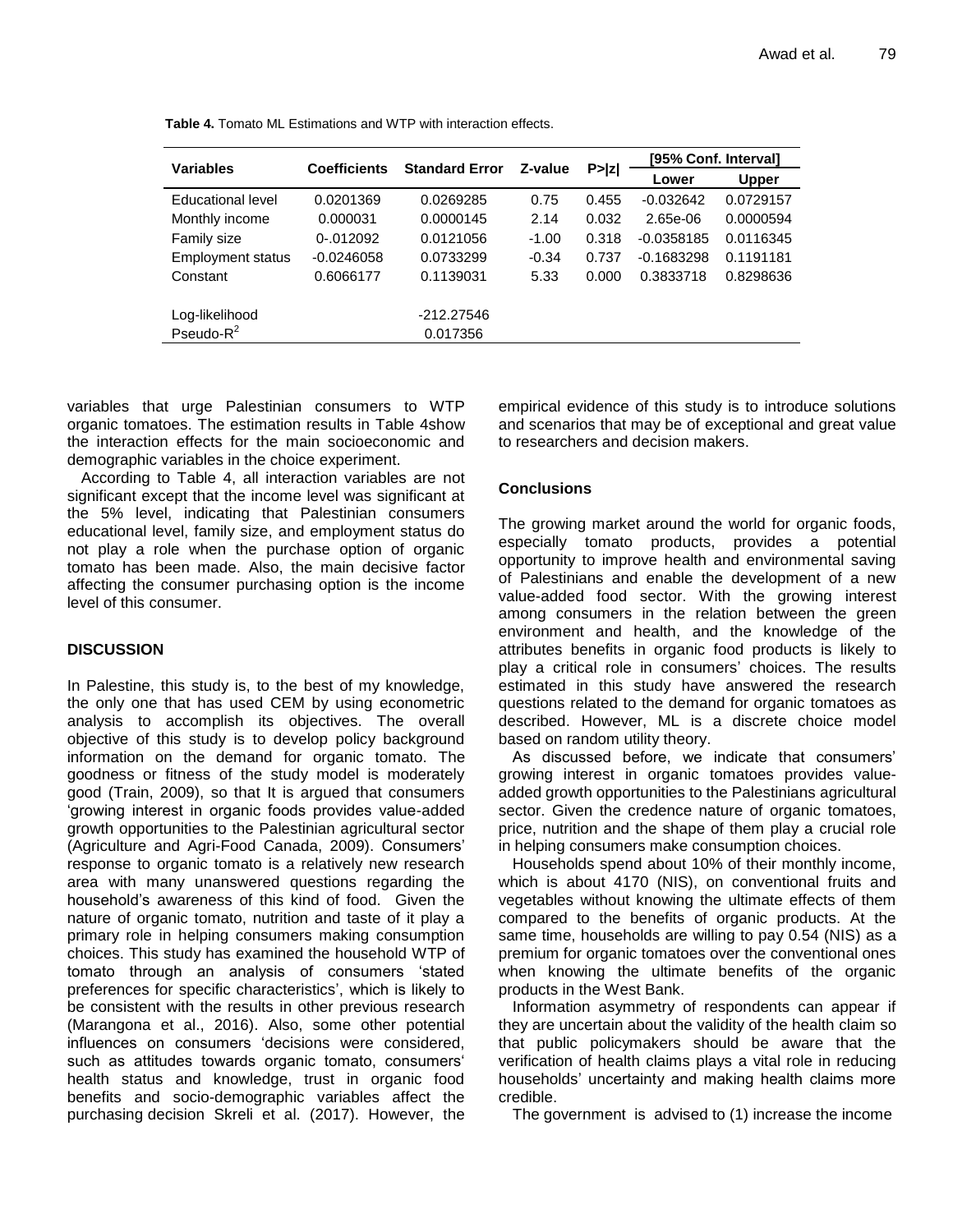**Table 4.** Tomato ML Estimations and WTP with interaction effects.

| Variables | Coefficients | Standard Error | Z-value | P>\|z\| | [95% Conf. Interval] | |
|---|---|---|---|---|---|---|
| | | | | | Lower | Upper |
| Educational level | 0.0201369 | 0.0269285 | 0.75 | 0.455 | -0.032642 | 0.0729157 |
| Monthly income | 0.000031 | 0.0000145 | 2.14 | 0.032 | 2.65e-06 | 0.0000594 |
| Family size | 0-.012092 | 0.0121056 | -1.00 | 0.318 | -0.0358185 | 0.0116345 |
| Employment status | -0.0246058 | 0.0733299 | -0.34 | 0.737 | -0.1683298 | 0.1191181 |
| Constant | 0.6066177 | 0.1139031 | 5.33 | 0.000 | 0.3833718 | 0.8298636 |
| Log-likelihood | | -212.27546 | | | | |
| Pseudo-$R^2$ | | 0.017356 | | | | |

variables that urge Palestinian consumers to WTP organic tomatoes. The estimation results in Table 4show the interaction effects for the main socioeconomic and demographic variables in the choice experiment.

According to Table 4, all interaction variables are not significant except that the income level was significant at the 5% level, indicating that Palestinian consumers educational level, family size, and employment status do not play a role when the purchase option of organic tomato has been made. Also, the main decisive factor affecting the consumer purchasing option is the income level of this consumer.

## DISCUSSION

In Palestine, this study is, to the best of my knowledge, the only one that has used CEM by using econometric analysis to accomplish its objectives. The overall objective of this study is to develop policy background information on the demand for organic tomato. The goodness or fitness of the study model is moderately good (Train, 2009), so that It is argued that consumers 'growing interest in organic foods provides value-added growth opportunities to the Palestinian agricultural sector (Agriculture and Agri-Food Canada, 2009). Consumers' response to organic tomato is a relatively new research area with many unanswered questions regarding the household's awareness of this kind of food. Given the nature of organic tomato, nutrition and taste of it play a primary role in helping consumers making consumption choices. This study has examined the household WTP of tomato through an analysis of consumers 'stated preferences for specific characteristics', which is likely to be consistent with the results in other previous research (Marangona et al., 2016). Also, some other potential influences on consumers 'decisions were considered, such as attitudes towards organic tomato, consumers' health status and knowledge, trust in organic food benefits and socio-demographic variables affect the purchasing decision Skreli et al. (2017). However, the empirical evidence of this study is to introduce solutions and scenarios that may be of exceptional and great value to researchers and decision makers.

## Conclusions

The growing market around the world for organic foods, especially tomato products, provides a potential opportunity to improve health and environmental saving of Palestinians and enable the development of a new value-added food sector. With the growing interest among consumers in the relation between the green environment and health, and the knowledge of the attributes benefits in organic food products is likely to play a critical role in consumers' choices. The results estimated in this study have answered the research questions related to the demand for organic tomatoes as described. However, ML is a discrete choice model based on random utility theory.

As discussed before, we indicate that consumers' growing interest in organic tomatoes provides value-added growth opportunities to the Palestinians agricultural sector. Given the credence nature of organic tomatoes, price, nutrition and the shape of them play a crucial role in helping consumers make consumption choices.

Households spend about 10% of their monthly income, which is about 4170 (NIS), on conventional fruits and vegetables without knowing the ultimate effects of them compared to the benefits of organic products. At the same time, households are willing to pay 0.54 (NIS) as a premium for organic tomatoes over the conventional ones when knowing the ultimate benefits of the organic products in the West Bank.

Information asymmetry of respondents can appear if they are uncertain about the validity of the health claim so that public policymakers should be aware that the verification of health claims plays a vital role in reducing households' uncertainty and making health claims more credible.

The government advised to (1) increase the income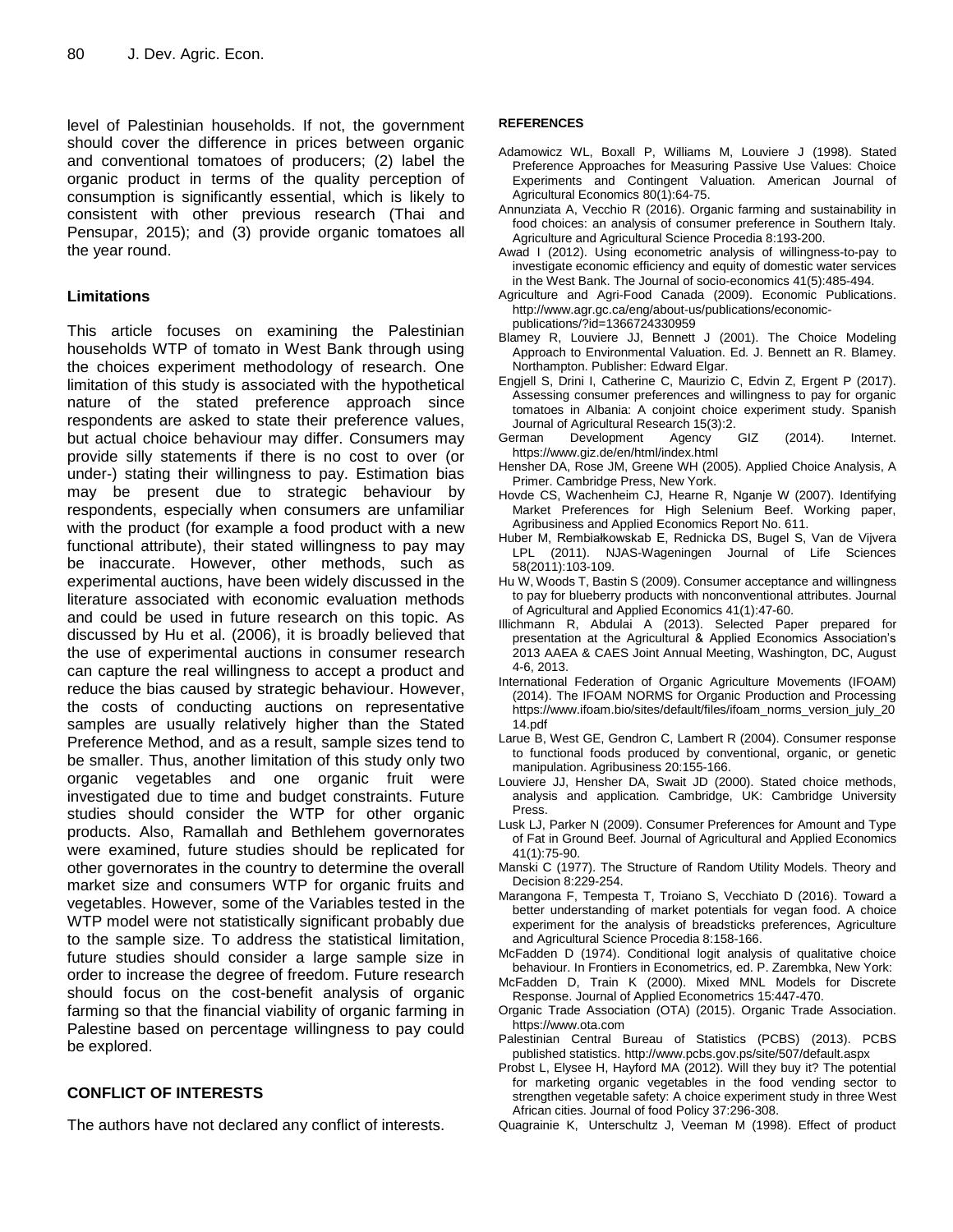level of Palestinian households. If not, the government should cover the difference in prices between organic and conventional tomatoes of producers; (2) label the organic product in terms of the quality perception of consumption is significantly essential, which is likely to consistent with other previous research (Thai and Pensupar, 2015); and (3) provide organic tomatoes all the year round.

## Limitations

This article focuses on examining the Palestinian households WTP of tomato in West Bank through using the choices experiment methodology of research. One limitation of this study is associated with the hypothetical nature of the stated preference approach since respondents are asked to state their preference values, but actual choice behaviour may differ. Consumers may provide silly statements if there is no cost to over (or under-) stating their willingness to pay. Estimation bias may be present due to strategic behaviour by respondents, especially when consumers are unfamiliar with the product (for example a food product with a new functional attribute), their stated willingness to pay may be inaccurate. However, other methods, such as experimental auctions, have been widely discussed in the literature associated with economic evaluation methods and could be used in future research on this topic. As discussed by Hu et al. (2006), it is broadly believed that the use of experimental auctions in consumer research can capture the real willingness to accept a product and reduce the bias caused by strategic behaviour. However, the costs of conducting auctions on representative samples are usually relatively higher than the Stated Preference Method, and as a result, sample sizes tend to be smaller. Thus, another limitation of this study only two organic vegetables and one organic fruit were investigated due to time and budget constraints. Future studies should consider the WTP for other organic products. Also, Ramallah and Bethlehem governorates were examined, future studies should be replicated for other governorates in the country to determine the overall market size and consumers WTP for organic fruits and vegetables. However, some of the Variables tested in the WTP model were not statistically significant probably due to the sample size. To address the statistical limitation, future studies should consider a large sample size in order to increase the degree of freedom. Future research should focus on the cost-benefit analysis of organic farming so that the financial viability of organic farming in Palestine based on percentage willingness to pay could be explored.

## CONFLICT OF INTERESTS

The authors have not declared any conflict of interests.

## REFERENCES

Adamowicz WL, Boxall P, Williams M, Louviere J (1998). Stated Preference Approaches for Measuring Passive Use Values: Choice Experiments and Contingent Valuation. American Journal of Agricultural Economics 80(1):64-75.

Annunziata A, Vecchio R (2016). Organic farming and sustainability in food choices: an analysis of consumer preference in Southern Italy. Agriculture and Agricultural Science Procedia 8:193-200.

Awad I (2012). Using econometric analysis of willingness-to-pay to investigate economic efficiency and equity of domestic water services in the West Bank. The Journal of socio-economics 41(5):485-494.

Agriculture and Agri-Food Canada (2009). Economic Publications. http://www.agr.gc.ca/eng/about-us/publications/economic-publications/?id=1366724330959

Blamey R, Louviere JJ, Bennett J (2001). The Choice Modeling Approach to Environmental Valuation. Ed. J. Bennett an R. Blamey. Northampton. Publisher: Edward Elgar.

Engjell S, Drini I, Catherine C, Maurizio C, Edvin Z, Ergent P (2017). Assessing consumer preferences and willingness to pay for organic tomatoes in Albania: A conjoint choice experiment study. Spanish Journal of Agricultural Research 15(3):2.

German Development Agency GIZ (2014). Internet. https://www.giz.de/en/html/index.html

Hensher DA, Rose JM, Greene WH (2005). Applied Choice Analysis, A Primer. Cambridge Press, New York.

Hovde CS, Wachenheim CJ, Hearne R, Nganje W (2007). Identifying Market Preferences for High Selenium Beef. Working paper, Agribusiness and Applied Economics Report No. 611.

Huber M, Rembiałkowskab E, Rednicka DS, Bugel S, Van de Vijvera LPL (2011). NJAS-Wageningen Journal of Life Sciences 58(2011):103-109.

Hu W, Woods T, Bastin S (2009). Consumer acceptance and willingness to pay for blueberry products with nonconventional attributes. Journal of Agricultural and Applied Economics 41(1):47-60.

Illichmann R, Abdulai A (2013). Selected Paper prepared for presentation at the Agricultural & Applied Economics Association's 2013 AAEA & CAES Joint Annual Meeting, Washington, DC, August 4-6, 2013.

International Federation of Organic Agriculture Movements (IFOAM) (2014). The IFOAM NORMS for Organic Production and Processing https://www.ifoam.bio/sites/default/files/ifoam_norms_version_july_2014.pdf

Larue B, West GE, Gendron C, Lambert R (2004). Consumer response to functional foods produced by conventional, organic, or genetic manipulation. Agribusiness 20:155-166.

Louviere JJ, Hensher DA, Swait JD (2000). Stated choice methods, analysis and application. Cambridge, UK: Cambridge University Press.

Lusk LJ, Parker N (2009). Consumer Preferences for Amount and Type of Fat in Ground Beef. Journal of Agricultural and Applied Economics 41(1):75-90.

Manski C (1977). The Structure of Random Utility Models. Theory and Decision 8:229-254.

Marangona F, Tempesta T, Troiano S, Vecchiato D (2016). Toward a better understanding of market potentials for vegan food. A choice experiment for the analysis of breadsticks preferences, Agriculture and Agricultural Science Procedia 8:158-166.

McFadden D (1974). Conditional logit analysis of qualitative choice behaviour. In Frontiers in Econometrics, ed. P. Zarembka, New York:

McFadden D, Train K (2000). Mixed MNL Models for Discrete Response. Journal of Applied Econometrics 15:447-470.

Organic Trade Association (OTA) (2015). Organic Trade Association. https://www.ota.com

Palestinian Central Bureau of Statistics (PCBS) (2013). PCBS published statistics. http://www.pcbs.gov.ps/site/507/default.aspx

Probst L, Elysee H, Hayford MA (2012). Will they buy it? The potential for marketing organic vegetables in the food vending sector to strengthen vegetable safety: A choice experiment study in three West African cities. Journal of food Policy 37:296-308.

Quagrainie K, Unterschultz J, Veeman M (1998). Effect of product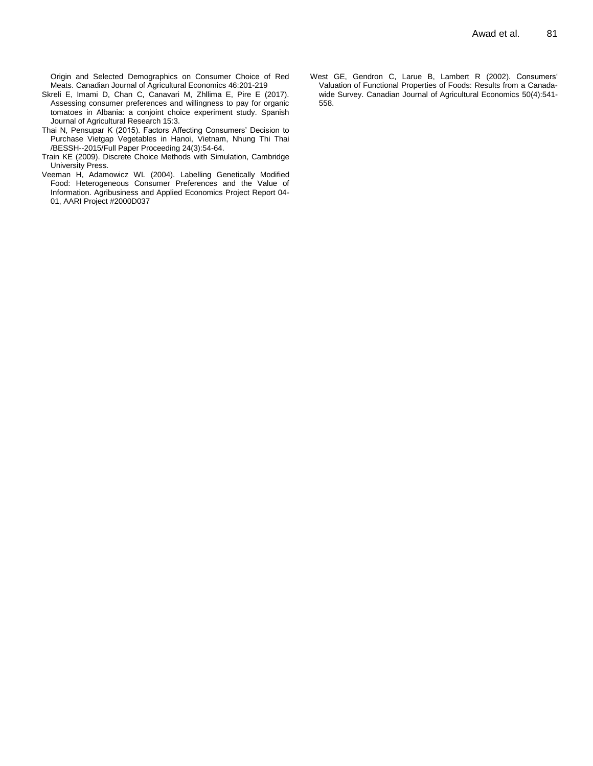Origin and Selected Demographics on Consumer Choice of Red Meats. Canadian Journal of Agricultural Economics 46:201-219

Skreli E, Imami D, Chan C, Canavari M, Zhllima E, Pire E (2017). Assessing consumer preferences and willingness to pay for organic tomatoes in Albania: a conjoint choice experiment study. Spanish Journal of Agricultural Research 15:3.

Thai N, Pensupar K (2015). Factors Affecting Consumers' Decision to Purchase Vietgap Vegetables in Hanoi, Vietnam, Nhung Thi Thai /BESSH--2015/Full Paper Proceeding 24(3):54-64.

Train KE (2009). Discrete Choice Methods with Simulation, Cambridge University Press.

Veeman H, Adamowicz WL (2004). Labelling Genetically Modified Food: Heterogeneous Consumer Preferences and the Value of Information. Agribusiness and Applied Economics Project Report 04-01, AARI Project #2000D037

West GE, Gendron C, Larue B, Lambert R (2002). Consumers' Valuation of Functional Properties of Foods: Results from a Canada-wide Survey. Canadian Journal of Agricultural Economics 50(4):541-558.